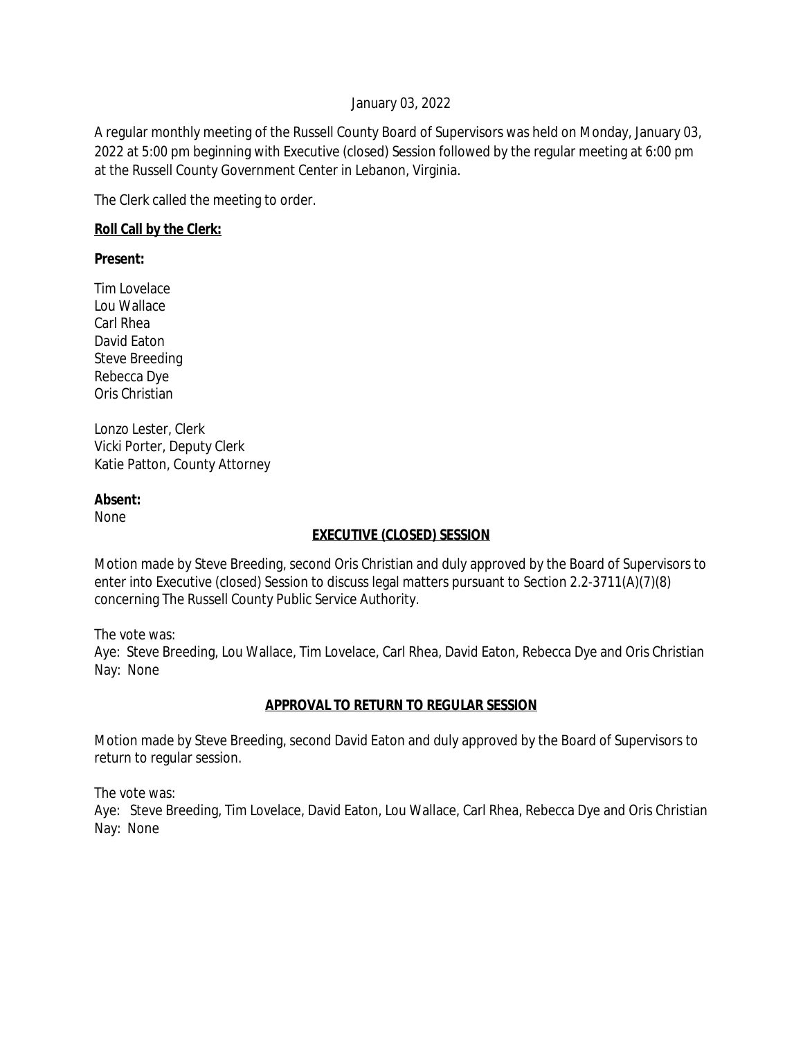January 03, 2022

A regular monthly meeting of the Russell County Board of Supervisors was held on Monday, January 03, 2022 at 5:00 pm beginning with Executive (closed) Session followed by the regular meeting at 6:00 pm at the Russell County Government Center in Lebanon, Virginia.

The Clerk called the meeting to order.

**Roll Call by the Clerk:**

**Present:**

Tim Lovelace
Lou Wallace
Carl Rhea
David Eaton
Steve Breeding
Rebecca Dye
Oris Christian

Lonzo Lester, Clerk
Vicki Porter, Deputy Clerk
Katie Patton, County Attorney

**Absent:**
None

**EXECUTIVE (CLOSED) SESSION**

Motion made by Steve Breeding, second Oris Christian and duly approved by the Board of Supervisors to enter into Executive (closed) Session to discuss legal matters pursuant to Section 2.2-3711(A)(7)(8) concerning The Russell County Public Service Authority.

The vote was:
Aye: Steve Breeding, Lou Wallace, Tim Lovelace, Carl Rhea, David Eaton, Rebecca Dye and Oris Christian
Nay: None

**APPROVAL TO RETURN TO REGULAR SESSION**

Motion made by Steve Breeding, second David Eaton and duly approved by the Board of Supervisors to return to regular session.

The vote was:
Aye: Steve Breeding, Tim Lovelace, David Eaton, Lou Wallace, Carl Rhea, Rebecca Dye and Oris Christian
Nay: None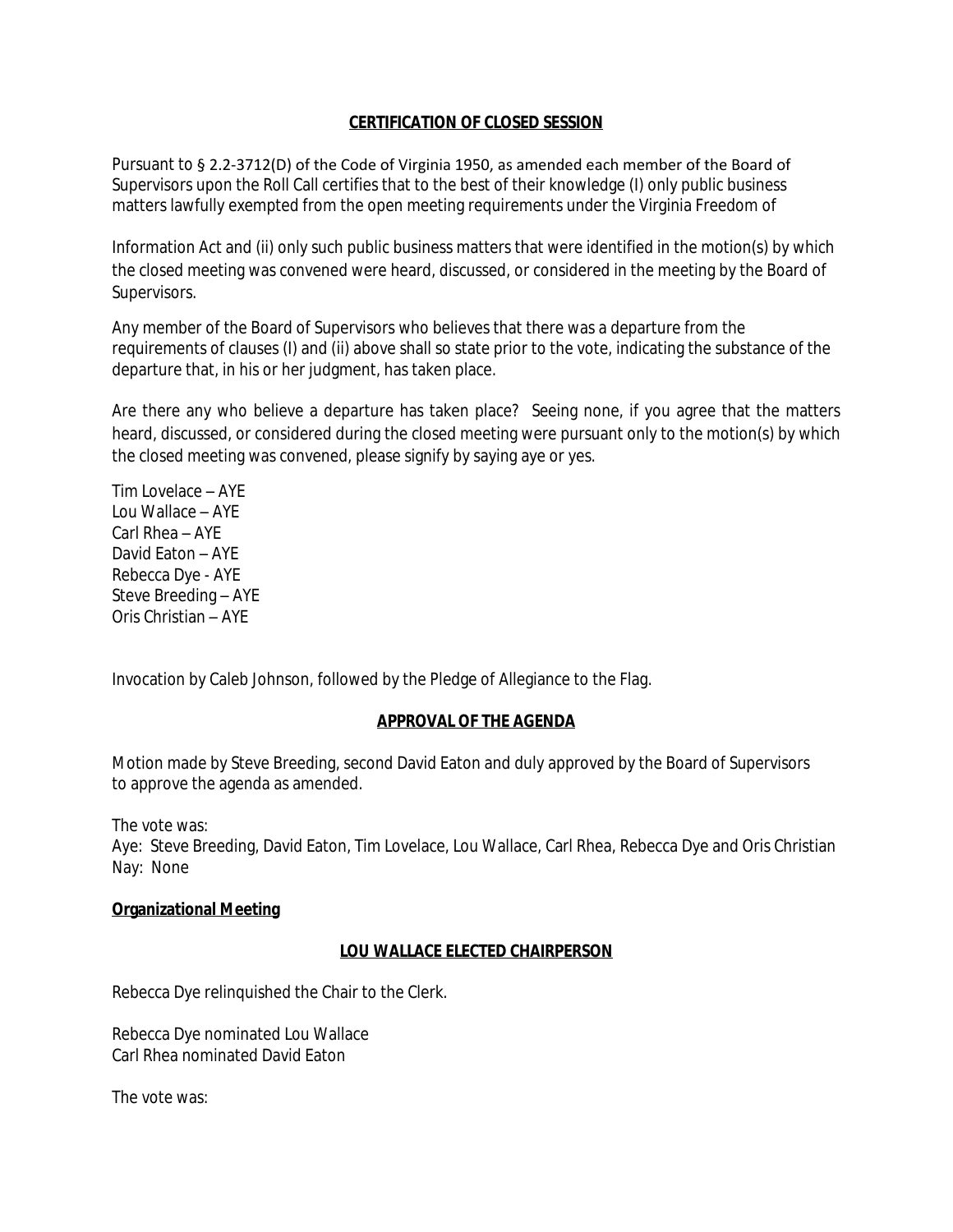**CERTIFICATION OF CLOSED SESSION**

Pursuant to § 2.2-3712(D) of the Code of Virginia 1950, as amended each member of the Board of Supervisors upon the Roll Call certifies that to the best of their knowledge (I) only public business matters lawfully exempted from the open meeting requirements under the Virginia Freedom of

Information Act and (ii) only such public business matters that were identified in the motion(s) by which the closed meeting was convened were heard, discussed, or considered in the meeting by the Board of Supervisors.

Any member of the Board of Supervisors who believes that there was a departure from the requirements of clauses (I) and (ii) above shall so state prior to the vote, indicating the substance of the departure that, in his or her judgment, has taken place.

Are there any who believe a departure has taken place? Seeing none, if you agree that the matters heard, discussed, or considered during the closed meeting were pursuant only to the motion(s) by which the closed meeting was convened, please signify by saying aye or yes.

Tim Lovelace – AYE
Lou Wallace – AYE
Carl Rhea – AYE
David Eaton – AYE
Rebecca Dye - AYE
Steve Breeding – AYE
Oris Christian – AYE

Invocation by Caleb Johnson, followed by the Pledge of Allegiance to the Flag.

**APPROVAL OF THE AGENDA**

Motion made by Steve Breeding, second David Eaton and duly approved by the Board of Supervisors to approve the agenda as amended.

The vote was:
Aye: Steve Breeding, David Eaton, Tim Lovelace, Lou Wallace, Carl Rhea, Rebecca Dye and Oris Christian
Nay: None

**Organizational Meeting**

**LOU WALLACE ELECTED CHAIRPERSON**

Rebecca Dye relinquished the Chair to the Clerk.

Rebecca Dye nominated Lou Wallace
Carl Rhea nominated David Eaton

The vote was: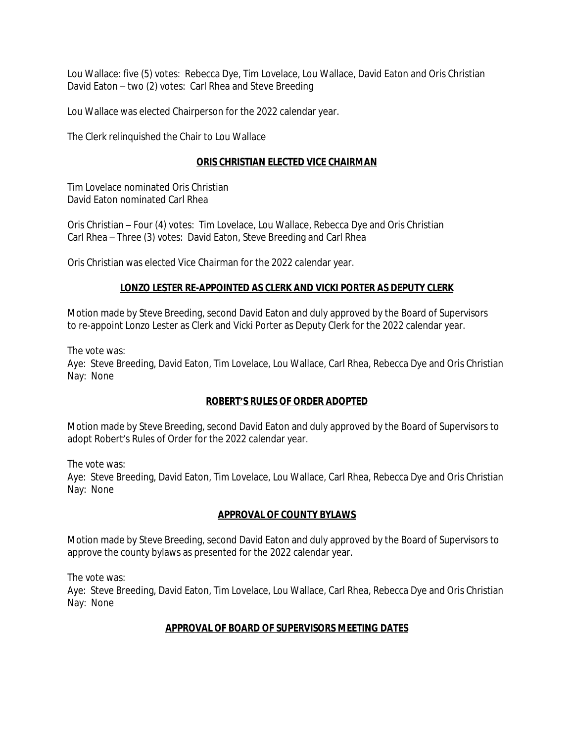Lou Wallace: five (5) votes: Rebecca Dye, Tim Lovelace, Lou Wallace, David Eaton and Oris Christian
David Eaton – two (2) votes: Carl Rhea and Steve Breeding

Lou Wallace was elected Chairperson for the 2022 calendar year.

The Clerk relinquished the Chair to Lou Wallace

**ORIS CHRISTIAN ELECTED VICE CHAIRMAN**

Tim Lovelace nominated Oris Christian
David Eaton nominated Carl Rhea

Oris Christian – Four (4) votes: Tim Lovelace, Lou Wallace, Rebecca Dye and Oris Christian
Carl Rhea – Three (3) votes: David Eaton, Steve Breeding and Carl Rhea

Oris Christian was elected Vice Chairman for the 2022 calendar year.

**LONZO LESTER RE-APPOINTED AS CLERK AND VICKI PORTER AS DEPUTY CLERK**

Motion made by Steve Breeding, second David Eaton and duly approved by the Board of Supervisors to re-appoint Lonzo Lester as Clerk and Vicki Porter as Deputy Clerk for the 2022 calendar year.

The vote was:
Aye: Steve Breeding, David Eaton, Tim Lovelace, Lou Wallace, Carl Rhea, Rebecca Dye and Oris Christian
Nay: None

**ROBERT'S RULES OF ORDER ADOPTED**

Motion made by Steve Breeding, second David Eaton and duly approved by the Board of Supervisors to adopt Robert's Rules of Order for the 2022 calendar year.

The vote was:
Aye: Steve Breeding, David Eaton, Tim Lovelace, Lou Wallace, Carl Rhea, Rebecca Dye and Oris Christian
Nay: None

**APPROVAL OF COUNTY BYLAWS**

Motion made by Steve Breeding, second David Eaton and duly approved by the Board of Supervisors to approve the county bylaws as presented for the 2022 calendar year.

The vote was:
Aye: Steve Breeding, David Eaton, Tim Lovelace, Lou Wallace, Carl Rhea, Rebecca Dye and Oris Christian
Nay: None

**APPROVAL OF BOARD OF SUPERVISORS MEETING DATES**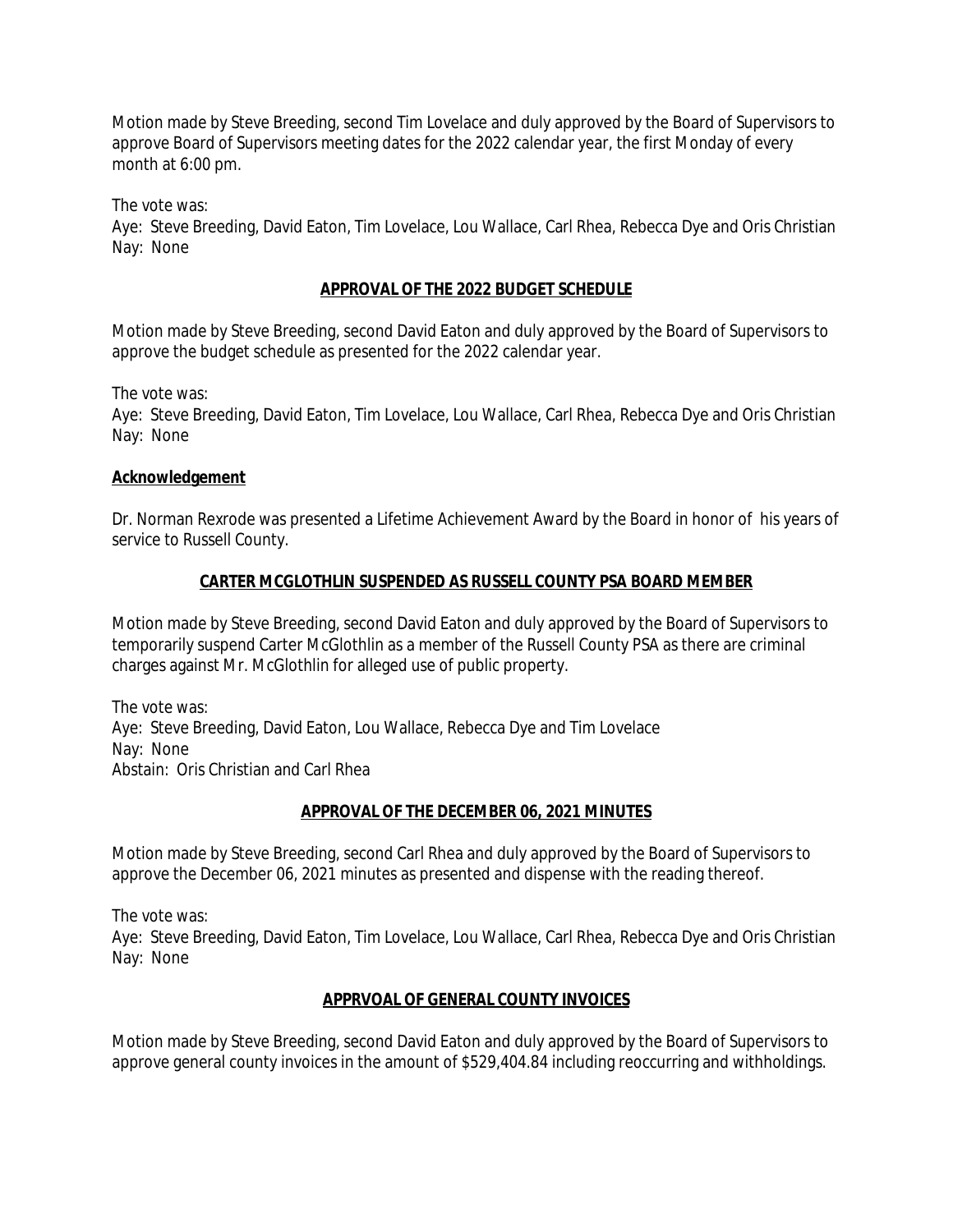Motion made by Steve Breeding, second Tim Lovelace and duly approved by the Board of Supervisors to approve Board of Supervisors meeting dates for the 2022 calendar year, the first Monday of every month at 6:00 pm.

The vote was:
Aye: Steve Breeding, David Eaton, Tim Lovelace, Lou Wallace, Carl Rhea, Rebecca Dye and Oris Christian
Nay: None

## **APPROVAL OF THE 2022 BUDGET SCHEDULE**

Motion made by Steve Breeding, second David Eaton and duly approved by the Board of Supervisors to approve the budget schedule as presented for the 2022 calendar year.

The vote was:
Aye: Steve Breeding, David Eaton, Tim Lovelace, Lou Wallace, Carl Rhea, Rebecca Dye and Oris Christian
Nay: None

## **Acknowledgement**

Dr. Norman Rexrode was presented a Lifetime Achievement Award by the Board in honor of his years of service to Russell County.

## **CARTER MCGLOTHLIN SUSPENDED AS RUSSELL COUNTY PSA BOARD MEMBER**

Motion made by Steve Breeding, second David Eaton and duly approved by the Board of Supervisors to temporarily suspend Carter McGlothlin as a member of the Russell County PSA as there are criminal charges against Mr. McGlothlin for alleged use of public property.

The vote was:
Aye: Steve Breeding, David Eaton, Lou Wallace, Rebecca Dye and Tim Lovelace
Nay: None
Abstain: Oris Christian and Carl Rhea

## **APPROVAL OF THE DECEMBER 06, 2021 MINUTES**

Motion made by Steve Breeding, second Carl Rhea and duly approved by the Board of Supervisors to approve the December 06, 2021 minutes as presented and dispense with the reading thereof.

The vote was:
Aye: Steve Breeding, David Eaton, Tim Lovelace, Lou Wallace, Carl Rhea, Rebecca Dye and Oris Christian
Nay: None

## **APPRVOAL OF GENERAL COUNTY INVOICES**

Motion made by Steve Breeding, second David Eaton and duly approved by the Board of Supervisors to approve general county invoices in the amount of $529,404.84 including reoccurring and withholdings.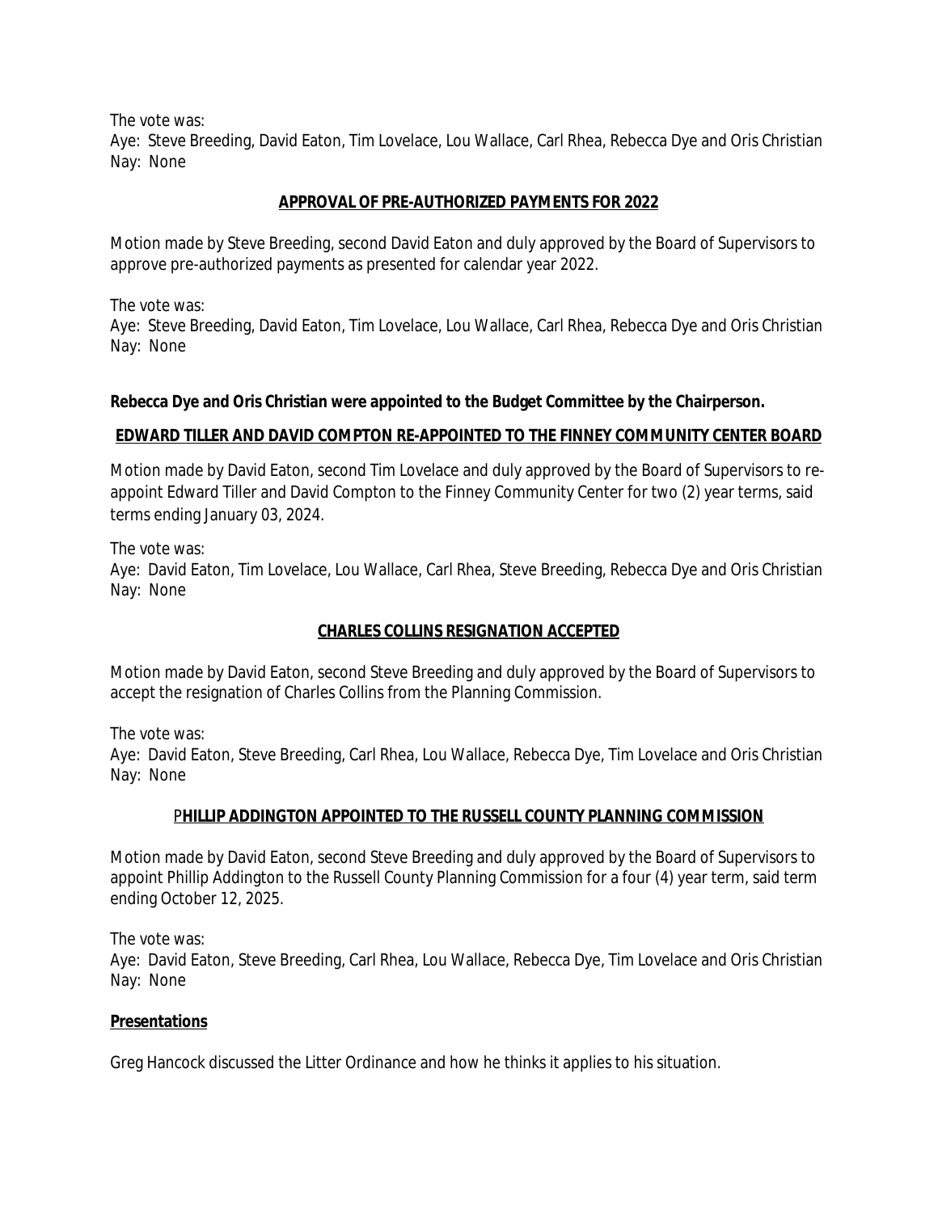The vote was:
Aye: Steve Breeding, David Eaton, Tim Lovelace, Lou Wallace, Carl Rhea, Rebecca Dye and Oris Christian
Nay: None

**APPROVAL OF PRE-AUTHORIZED PAYMENTS FOR 2022**

Motion made by Steve Breeding, second David Eaton and duly approved by the Board of Supervisors to approve pre-authorized payments as presented for calendar year 2022.

The vote was:
Aye: Steve Breeding, David Eaton, Tim Lovelace, Lou Wallace, Carl Rhea, Rebecca Dye and Oris Christian
Nay: None

**Rebecca Dye and Oris Christian were appointed to the Budget Committee by the Chairperson.**

**EDWARD TILLER AND DAVID COMPTON RE-APPOINTED TO THE FINNEY COMMUNITY CENTER BOARD**

Motion made by David Eaton, second Tim Lovelace and duly approved by the Board of Supervisors to re-appoint Edward Tiller and David Compton to the Finney Community Center for two (2) year terms, said terms ending January 03, 2024.

The vote was:
Aye: David Eaton, Tim Lovelace, Lou Wallace, Carl Rhea, Steve Breeding, Rebecca Dye and Oris Christian
Nay: None

**CHARLES COLLINS RESIGNATION ACCEPTED**

Motion made by David Eaton, second Steve Breeding and duly approved by the Board of Supervisors to accept the resignation of Charles Collins from the Planning Commission.

The vote was:
Aye: David Eaton, Steve Breeding, Carl Rhea, Lou Wallace, Rebecca Dye, Tim Lovelace and Oris Christian
Nay: None

**PHILLIP ADDINGTON APPOINTED TO THE RUSSELL COUNTY PLANNING COMMISSION**

Motion made by David Eaton, second Steve Breeding and duly approved by the Board of Supervisors to appoint Phillip Addington to the Russell County Planning Commission for a four (4) year term, said term ending October 12, 2025.

The vote was:
Aye: David Eaton, Steve Breeding, Carl Rhea, Lou Wallace, Rebecca Dye, Tim Lovelace and Oris Christian
Nay: None

**Presentations**

Greg Hancock discussed the Litter Ordinance and how he thinks it applies to his situation.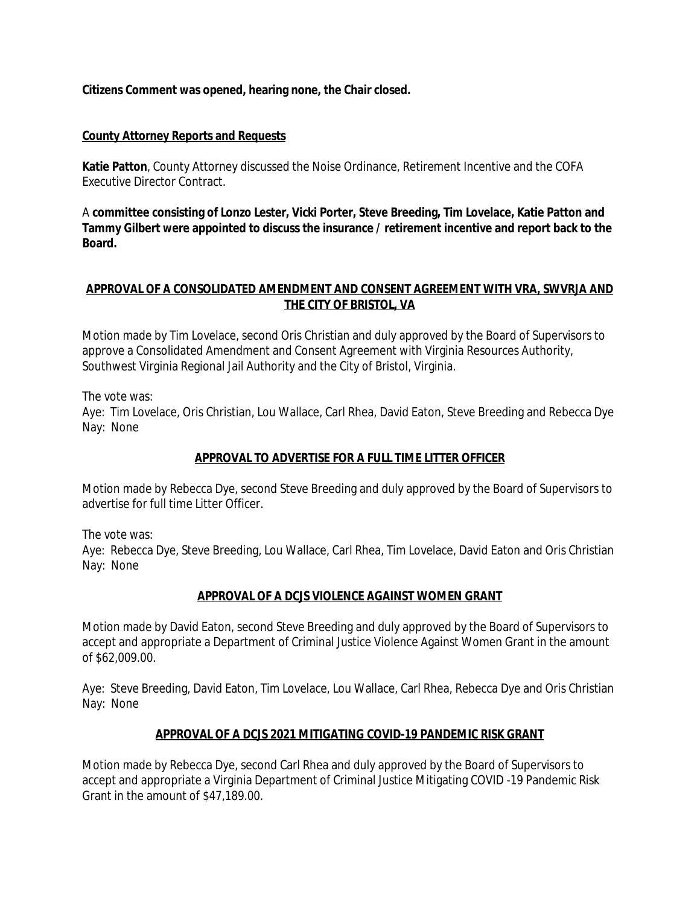**Citizens Comment was opened, hearing none, the Chair closed.**

**County Attorney Reports and Requests**

**Katie Patton**, County Attorney discussed the Noise Ordinance, Retirement Incentive and the COFA Executive Director Contract.

A **committee consisting of Lonzo Lester, Vicki Porter, Steve Breeding, Tim Lovelace, Katie Patton and Tammy Gilbert were appointed to discuss the insurance / retirement incentive and report back to the Board.**

**APPROVAL OF A CONSOLIDATED AMENDMENT AND CONSENT AGREEMENT WITH VRA, SWVRJA AND THE CITY OF BRISTOL, VA**

Motion made by Tim Lovelace, second Oris Christian and duly approved by the Board of Supervisors to approve a Consolidated Amendment and Consent Agreement with Virginia Resources Authority, Southwest Virginia Regional Jail Authority and the City of Bristol, Virginia.

The vote was:
Aye: Tim Lovelace, Oris Christian, Lou Wallace, Carl Rhea, David Eaton, Steve Breeding and Rebecca Dye
Nay: None

**APPROVAL TO ADVERTISE FOR A FULL TIME LITTER OFFICER**

Motion made by Rebecca Dye, second Steve Breeding and duly approved by the Board of Supervisors to advertise for full time Litter Officer.

The vote was:
Aye: Rebecca Dye, Steve Breeding, Lou Wallace, Carl Rhea, Tim Lovelace, David Eaton and Oris Christian
Nay: None

**APPROVAL OF A DCJS VIOLENCE AGAINST WOMEN GRANT**

Motion made by David Eaton, second Steve Breeding and duly approved by the Board of Supervisors to accept and appropriate a Department of Criminal Justice Violence Against Women Grant in the amount of $62,009.00.

Aye: Steve Breeding, David Eaton, Tim Lovelace, Lou Wallace, Carl Rhea, Rebecca Dye and Oris Christian
Nay: None

**APPROVAL OF A DCJS 2021 MITIGATING COVID-19 PANDEMIC RISK GRANT**

Motion made by Rebecca Dye, second Carl Rhea and duly approved by the Board of Supervisors to accept and appropriate a Virginia Department of Criminal Justice Mitigating COVID -19 Pandemic Risk Grant in the amount of $47,189.00.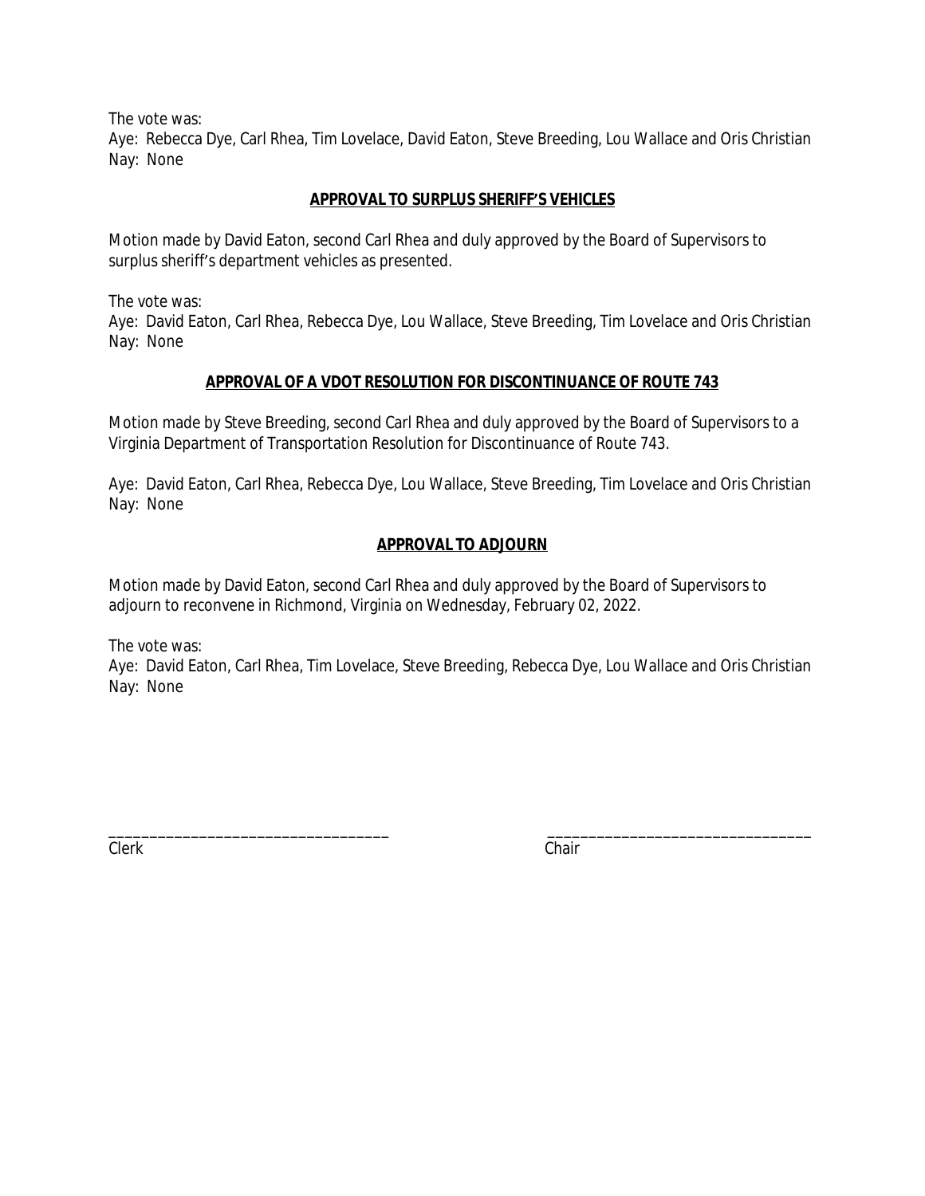The vote was:
Aye: Rebecca Dye, Carl Rhea, Tim Lovelace, David Eaton, Steve Breeding, Lou Wallace and Oris Christian
Nay: None

**APPROVAL TO SURPLUS SHERIFF'S VEHICLES**

Motion made by David Eaton, second Carl Rhea and duly approved by the Board of Supervisors to surplus sheriff's department vehicles as presented.

The vote was:
Aye: David Eaton, Carl Rhea, Rebecca Dye, Lou Wallace, Steve Breeding, Tim Lovelace and Oris Christian
Nay: None

**APPROVAL OF A VDOT RESOLUTION FOR DISCONTINUANCE OF ROUTE 743**

Motion made by Steve Breeding, second Carl Rhea and duly approved by the Board of Supervisors to a Virginia Department of Transportation Resolution for Discontinuance of Route 743.

Aye: David Eaton, Carl Rhea, Rebecca Dye, Lou Wallace, Steve Breeding, Tim Lovelace and Oris Christian
Nay: None

**APPROVAL TO ADJOURN**

Motion made by David Eaton, second Carl Rhea and duly approved by the Board of Supervisors to adjourn to reconvene in Richmond, Virginia on Wednesday, February 02, 2022.

The vote was:
Aye: David Eaton, Carl Rhea, Tim Lovelace, Steve Breeding, Rebecca Dye, Lou Wallace and Oris Christian
Nay: None

_________________________________ _________________________________
Clerk Chair